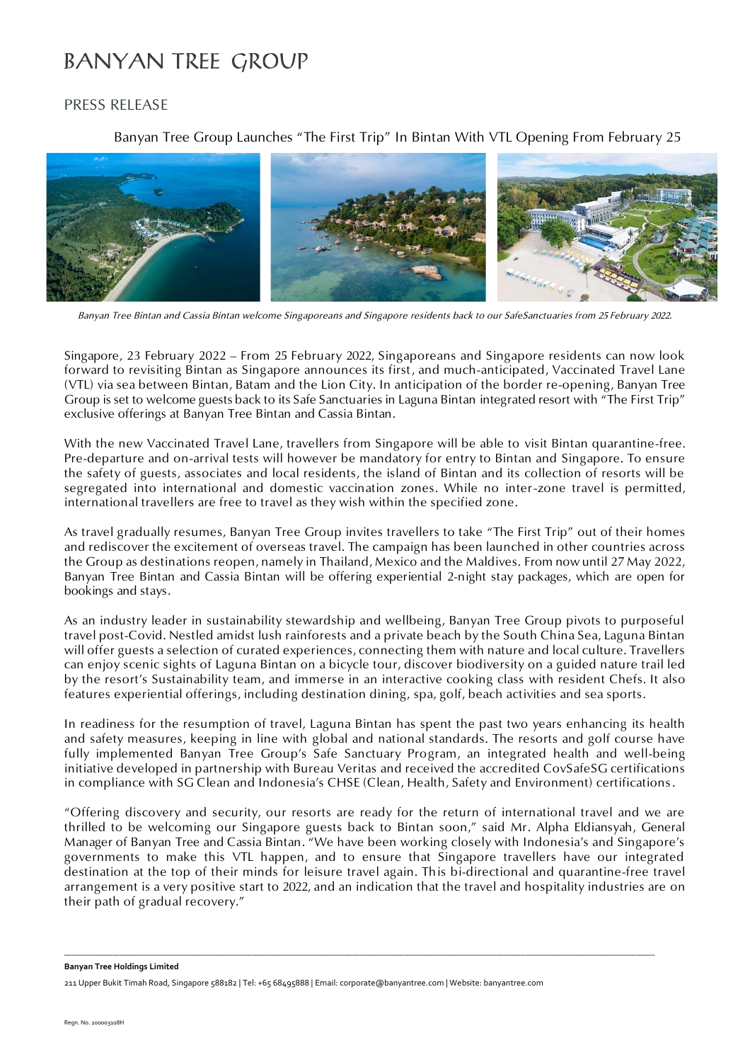# BANYAN TREE GROUP

## PRESS RELEASE

### Banyan Tree Group Launches "The First Trip" In Bintan With VTL Opening From February 25

*Banyan Tree Bintan and Cassia Bintan welcome Singaporeans and Singapore residents back to our SafeSanctuaries from 25 February 2022.*

Singapore, 23 February 2022 – From 25 February 2022, Singaporeans and Singapore residents can now look forward to revisiting Bintan as Singapore announces its first, and much-anticipated, Vaccinated Travel Lane (VTL) via sea between Bintan, Batam and the Lion City. In anticipation of the border re-opening, Banyan Tree Group is set to welcome guests back to its Safe Sanctuaries in Laguna Bintan integrated resort with "The First Trip" exclusive offerings at Banyan Tree Bintan and Cassia Bintan.

With the new Vaccinated Travel Lane, travellers from Singapore will be able to visit Bintan quarantine-free. Pre-departure and on-arrival tests will however be mandatory for entry to Bintan and Singapore. To ensure the safety of guests, associates and local residents, the island of Bintan and its collection of resorts will be segregated into international and domestic vaccination zones. While no inter-zone travel is permitted, international travellers are free to travel as they wish within the specified zone.

As travel gradually resumes, Banyan Tree Group invites travellers to take "The First Trip" out of their homes and rediscover the excitement of overseas travel. The campaign has been launched in other countries across the Group as destinations reopen, namely in Thailand, Mexico and the Maldives. From now until 27 May 2022, Banyan Tree Bintan and Cassia Bintan will be offering experiential 2-night stay packages, which are open for bookings and stays.

As an industry leader in sustainability stewardship and wellbeing, Banyan Tree Group pivots to purposeful travel post-Covid. Nestled amidst lush rainforests and a private beach by the South China Sea, Laguna Bintan will offer guests a selection of curated experiences, connecting them with nature and local culture. Travellers can enjoy scenic sights of Laguna Bintan on a bicycle tour, discover biodiversity on a guided nature trail led by the resort's Sustainability team, and immerse in an interactive cooking class with resident Chefs. It also features experiential offerings, including destination dining, spa, golf, beach activities and sea sports.

In readiness for the resumption of travel, Laguna Bintan has spent the past two years enhancing its health and safety measures, keeping in line with global and national standards. The resorts and golf course have fully implemented Banyan Tree Group's Safe Sanctuary Program, an integrated health and well-being initiative developed in partnership with Bureau Veritas and received the accredited CovSafeSG certifications in compliance with SG Clean and Indonesia's CHSE (Clean, Health, Safety and Environment) certifications.

"Offering discovery and security, our resorts are ready for the return of international travel and we are thrilled to be welcoming our Singapore guests back to Bintan soon," said Mr. Alpha Eldiansyah, General Manager of Banyan Tree and Cassia Bintan. "We have been working closely with Indonesia's and Singapore's governments to make this VTL happen, and to ensure that Singapore travellers have our integrated destination at the top of their minds for leisure travel again. This bi-directional and quarantine-free travel arrangement is a very positive start to 2022, and an indication that the travel and hospitality industries are on their path of gradual recovery."

---

**Banyan Tree Holdings Limited**

211 Upper Bukit Timah Road, Singapore 588182 | Tel: +65 68495888 | Email: corporate@banyantree.com | Website: banyantree.com

Regn. No. 200003108H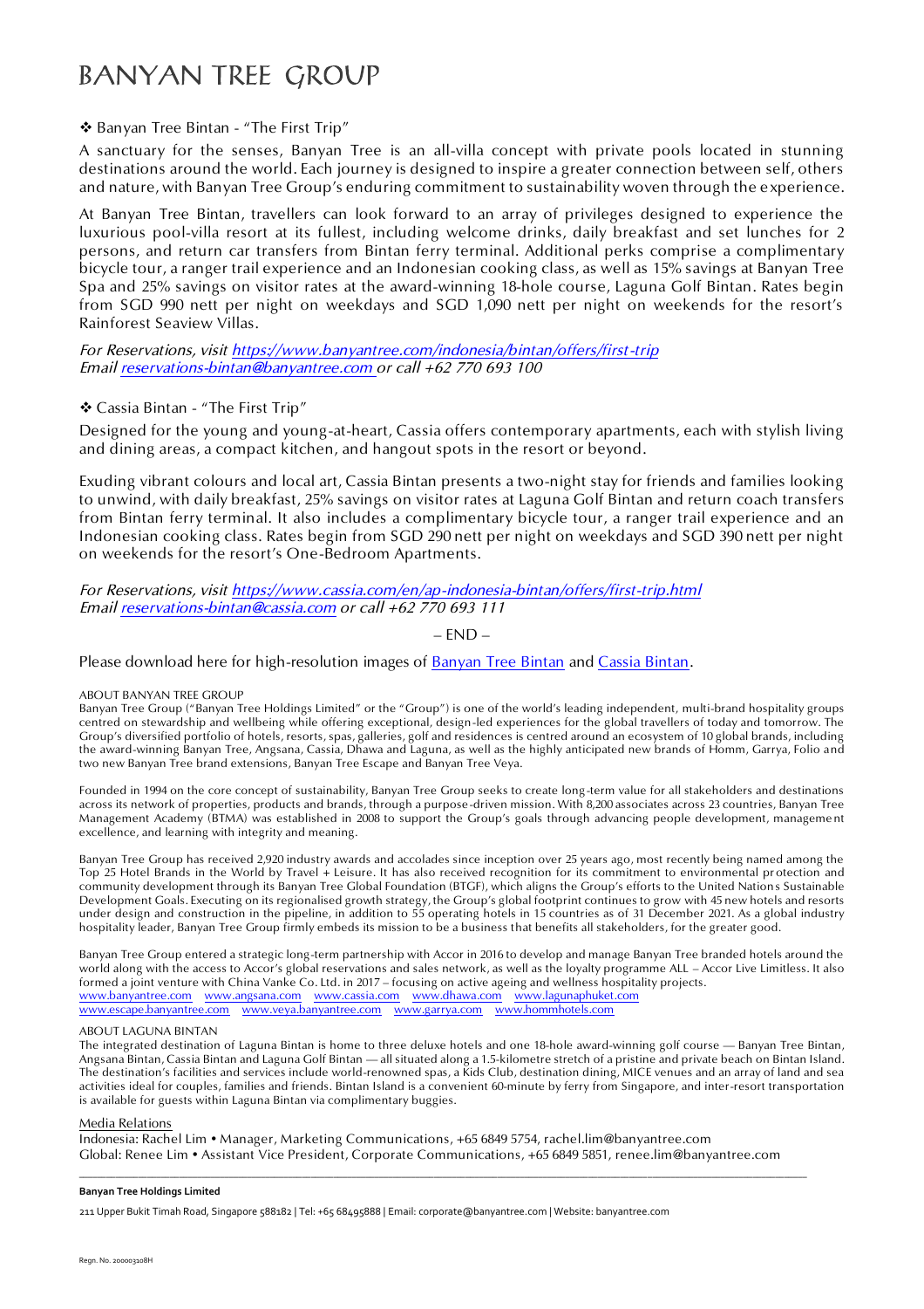❖ Banyan Tree Bintan - "The First Trip"

A sanctuary for the senses, Banyan Tree is an all-villa concept with private pools located in stunning destinations around the world. Each journey is designed to inspire a greater connection between self, others and nature, with Banyan Tree Group's enduring commitment to sustainability woven through the experience.

At Banyan Tree Bintan, travellers can look forward to an array of privileges designed to experience the luxurious pool-villa resort at its fullest, including welcome drinks, daily breakfast and set lunches for 2 persons, and return car transfers from Bintan ferry terminal. Additional perks comprise a complimentary bicycle tour, a ranger trail experience and an Indonesian cooking class, as well as 15% savings at Banyan Tree Spa and 25% savings on visitor rates at the award-winning 18-hole course, Laguna Golf Bintan. Rates begin from SGD 990 nett per night on weekdays and SGD 1,090 nett per night on weekends for the resort's Rainforest Seaview Villas.

*For Reservations, visit [https://www.banyantree.com/indonesia/bintan/offers/first-trip](https://www.banyantree.com/indonesia/bintan/offers/first-trip)*
*Email [reservations-bintan@banyantree.com](mailto:reservations-bintan@banyantree.com) or call +62 770 693 100*

❖ Cassia Bintan - "The First Trip"

Designed for the young and young-at-heart, Cassia offers contemporary apartments, each with stylish living and dining areas, a compact kitchen, and hangout spots in the resort or beyond.

Exuding vibrant colours and local art, Cassia Bintan presents a two-night stay for friends and families looking to unwind, with daily breakfast, 25% savings on visitor rates at Laguna Golf Bintan and return coach transfers from Bintan ferry terminal. It also includes a complimentary bicycle tour, a ranger trail experience and an Indonesian cooking class. Rates begin from SGD 290 nett per night on weekdays and SGD 390 nett per night on weekends for the resort's One-Bedroom Apartments.

*For Reservations, visit [https://www.cassia.com/en/ap-indonesia-bintan/offers/first-trip.html](https://www.cassia.com/en/ap-indonesia-bintan/offers/first-trip.html)*
*Email [reservations-bintan@cassia.com](mailto:reservations-bintan@cassia.com) or call +62 770 693 111*

– END –

Please download here for high-resolution images of Banyan Tree Bintan and Cassia Bintan.

ABOUT BANYAN TREE GROUP

Banyan Tree Group ("Banyan Tree Holdings Limited" or the "Group") is one of the world's leading independent, multi-brand hospitality groups centred on stewardship and wellbeing while offering exceptional, design-led experiences for the global travellers of today and tomorrow. The Group's diversified portfolio of hotels, resorts, spas, galleries, golf and residences is centred around an ecosystem of 10 global brands, including the award-winning Banyan Tree, Angsana, Cassia, Dhawa and Laguna, as well as the highly anticipated new brands of Homm, Garrya, Folio and two new Banyan Tree brand extensions, Banyan Tree Escape and Banyan Tree Veya.

Founded in 1994 on the core concept of sustainability, Banyan Tree Group seeks to create long-term value for all stakeholders and destinations across its network of properties, products and brands, through a purpose-driven mission. With 8,200 associates across 23 countries, Banyan Tree Management Academy (BTMA) was established in 2008 to support the Group's goals through advancing people development, management excellence, and learning with integrity and meaning.

Banyan Tree Group has received 2,920 industry awards and accolades since inception over 25 years ago, most recently being named among the Top 25 Hotel Brands in the World by Travel + Leisure. It has also received recognition for its commitment to environmental protection and community development through its Banyan Tree Global Foundation (BTGF), which aligns the Group's efforts to the United Nations Sustainable Development Goals. Executing on its regionalised growth strategy, the Group's global footprint continues to grow with 45 new hotels and resorts under design and construction in the pipeline, in addition to 55 operating hotels in 15 countries as of 31 December 2021. As a global industry hospitality leader, Banyan Tree Group firmly embeds its mission to be a business that benefits all stakeholders, for the greater good.

Banyan Tree Group entered a strategic long-term partnership with Accor in 2016 to develop and manage Banyan Tree branded hotels around the world along with the access to Accor's global reservations and sales network, as well as the loyalty programme ALL – Accor Live Limitless. It also formed a joint venture with China Vanke Co. Ltd. in 2017 – focusing on active ageing and wellness hospitality projects.
[www.banyantree.com](http://www.banyantree.com) [www.angsana.com](http://www.angsana.com) [www.cassia.com](http://www.cassia.com) [www.dhawa.com](http://www.dhawa.com) [www.lagunaphuket.com](http://www.lagunaphuket.com)
[www.escape.banyantree.com](http://www.escape.banyantree.com) [www.veya.banyantree.com](http://www.veya.banyantree.com) [www.garrya.com](http://www.garrya.com) [www.hommhotels.com](http://www.hommhotels.com)

ABOUT LAGUNA BINTAN

The integrated destination of Laguna Bintan is home to three deluxe hotels and one 18-hole award-winning golf course — Banyan Tree Bintan, Angsana Bintan, Cassia Bintan and Laguna Golf Bintan — all situated along a 1.5-kilometre stretch of a pristine and private beach on Bintan Island. The destination's facilities and services include world-renowned spas, a Kids Club, destination dining, MICE venues and an array of land and sea activities ideal for couples, families and friends. Bintan Island is a convenient 60-minute by ferry from Singapore, and inter-resort transportation is available for guests within Laguna Bintan via complimentary buggies.

Media Relations

Indonesia: Rachel Lim • Manager, Marketing Communications, +65 6849 5754, rachel.lim@banyantree.com
Global: Renee Lim • Assistant Vice President, Corporate Communications, +65 6849 5851, renee.lim@banyantree.com